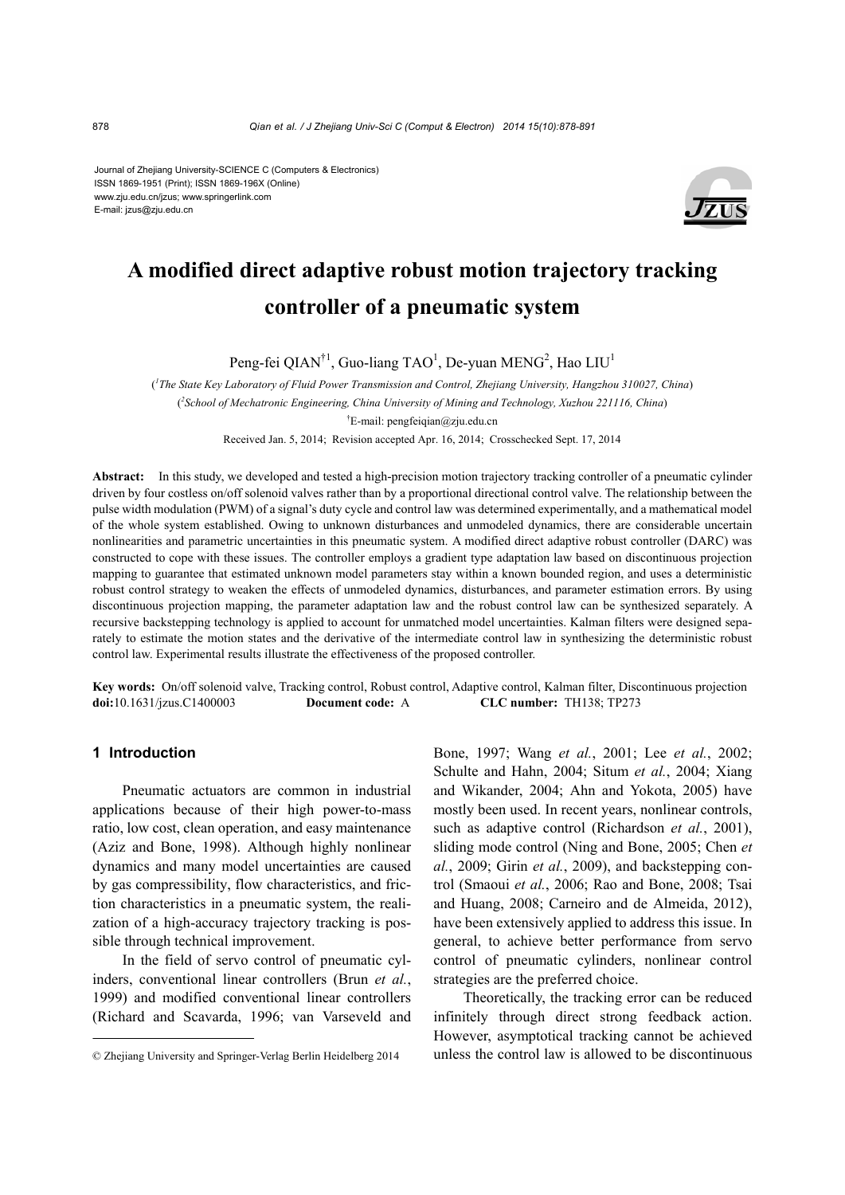Journal of Zhejiang University-SCIENCE C (Computers & Electronics)
ISSN 1869-1951 (Print); ISSN 1869-196X (Online)
www.zju.edu.cn/jzus; www.springerlink.com
E-mail: jzus@zju.edu.cn

# A modified direct adaptive robust motion trajectory tracking controller of a pneumatic system

Peng-fei QIAN[†1], Guo-liang TAO[1], De-yuan MENG[2], Hao LIU[1]

([1]The State Key Laboratory of Fluid Power Transmission and Control, Zhejiang University, Hangzhou 310027, China)

([2]School of Mechatronic Engineering, China University of Mining and Technology, Xuzhou 221116, China)

[†]E-mail: pengfeiqian@zju.edu.cn

Received Jan. 5, 2014; Revision accepted Apr. 16, 2014; Crosschecked Sept. 17, 2014

**Abstract:** In this study, we developed and tested a high-precision motion trajectory tracking controller of a pneumatic cylinder driven by four costless on/off solenoid valves rather than by a proportional directional control valve. The relationship between the pulse width modulation (PWM) of a signal's duty cycle and control law was determined experimentally, and a mathematical model of the whole system established. Owing to unknown disturbances and unmodeled dynamics, there are considerable uncertain nonlinearities and parametric uncertainties in this pneumatic system. A modified direct adaptive robust controller (DARC) was constructed to cope with these issues. The controller employs a gradient type adaptation law based on discontinuous projection mapping to guarantee that estimated unknown model parameters stay within a known bounded region, and uses a deterministic robust control strategy to weaken the effects of unmodeled dynamics, disturbances, and parameter estimation errors. By using discontinuous projection mapping, the parameter adaptation law and the robust control law can be synthesized separately. A recursive backstepping technology is applied to account for unmatched model uncertainties. Kalman filters were designed separately to estimate the motion states and the derivative of the intermediate control law in synthesizing the deterministic robust control law. Experimental results illustrate the effectiveness of the proposed controller.

**Key words:** On/off solenoid valve, Tracking control, Robust control, Adaptive control, Kalman filter, Discontinuous projection
**doi:**10.1631/jzus.C1400003 **Document code:** A **CLC number:** TH138; TP273

## 1 Introduction

Pneumatic actuators are common in industrial applications because of their high power-to-mass ratio, low cost, clean operation, and easy maintenance (Aziz and Bone, 1998). Although highly nonlinear dynamics and many model uncertainties are caused by gas compressibility, flow characteristics, and friction characteristics in a pneumatic system, the realization of a high-accuracy trajectory tracking is possible through technical improvement.

In the field of servo control of pneumatic cylinders, conventional linear controllers (Brun *et al.*, 1999) and modified conventional linear controllers (Richard and Scavarda, 1996; van Varseveld and Bone, 1997; Wang *et al.*, 2001; Lee *et al.*, 2002; Schulte and Hahn, 2004; Situm *et al.*, 2004; Xiang and Wikander, 2004; Ahn and Yokota, 2005) have mostly been used. In recent years, nonlinear controls, such as adaptive control (Richardson *et al.*, 2001), sliding mode control (Ning and Bone, 2005; Chen *et al.*, 2009; Girin *et al.*, 2009), and backstepping control (Smaoui *et al.*, 2006; Rao and Bone, 2008; Tsai and Huang, 2008; Carneiro and de Almeida, 2012), have been extensively applied to address this issue. In general, to achieve better performance from servo control of pneumatic cylinders, nonlinear control strategies are the preferred choice.

Theoretically, the tracking error can be reduced infinitely through direct strong feedback action. However, asymptotical tracking cannot be achieved unless the control law is allowed to be discontinuous

© Zhejiang University and Springer-Verlag Berlin Heidelberg 2014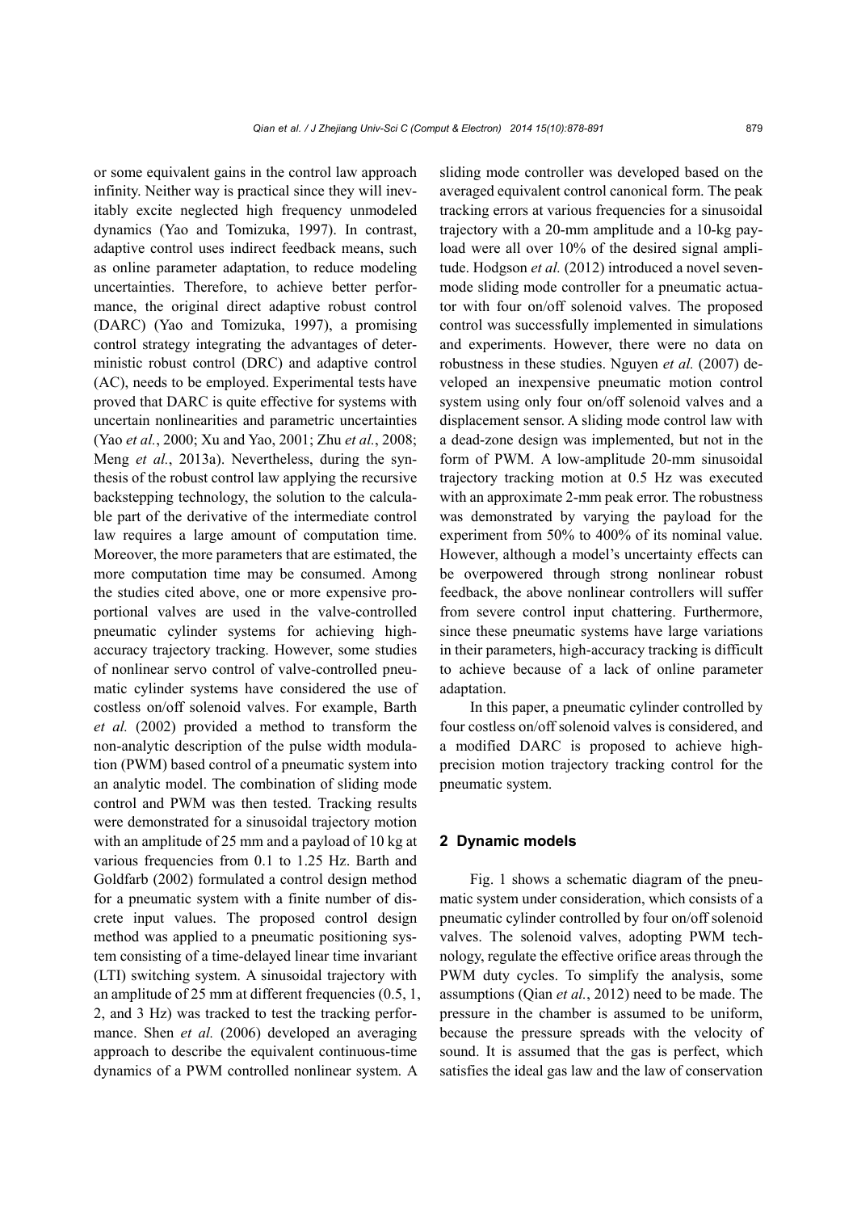or some equivalent gains in the control law approach infinity. Neither way is practical since they will inevitably excite neglected high frequency unmodeled dynamics (Yao and Tomizuka, 1997). In contrast, adaptive control uses indirect feedback means, such as online parameter adaptation, to reduce modeling uncertainties. Therefore, to achieve better performance, the original direct adaptive robust control (DARC) (Yao and Tomizuka, 1997), a promising control strategy integrating the advantages of deterministic robust control (DRC) and adaptive control (AC), needs to be employed. Experimental tests have proved that DARC is quite effective for systems with uncertain nonlinearities and parametric uncertainties (Yao *et al.*, 2000; Xu and Yao, 2001; Zhu *et al.*, 2008; Meng *et al.*, 2013a). Nevertheless, during the synthesis of the robust control law applying the recursive backstepping technology, the solution to the calculable part of the derivative of the intermediate control law requires a large amount of computation time. Moreover, the more parameters that are estimated, the more computation time may be consumed. Among the studies cited above, one or more expensive proportional valves are used in the valve-controlled pneumatic cylinder systems for achieving high-accuracy trajectory tracking. However, some studies of nonlinear servo control of valve-controlled pneumatic cylinder systems have considered the use of costless on/off solenoid valves. For example, Barth *et al.* (2002) provided a method to transform the non-analytic description of the pulse width modulation (PWM) based control of a pneumatic system into an analytic model. The combination of sliding mode control and PWM was then tested. Tracking results were demonstrated for a sinusoidal trajectory motion with an amplitude of 25 mm and a payload of 10 kg at various frequencies from 0.1 to 1.25 Hz. Barth and Goldfarb (2002) formulated a control design method for a pneumatic system with a finite number of discrete input values. The proposed control design method was applied to a pneumatic positioning system consisting of a time-delayed linear time invariant (LTI) switching system. A sinusoidal trajectory with an amplitude of 25 mm at different frequencies (0.5, 1, 2, and 3 Hz) was tracked to test the tracking performance. Shen *et al.* (2006) developed an averaging approach to describe the equivalent continuous-time dynamics of a PWM controlled nonlinear system. A sliding mode controller was developed based on the averaged equivalent control canonical form. The peak tracking errors at various frequencies for a sinusoidal trajectory with a 20-mm amplitude and a 10-kg payload were all over 10% of the desired signal amplitude. Hodgson *et al.* (2012) introduced a novel seven-mode sliding mode controller for a pneumatic actuator with four on/off solenoid valves. The proposed control was successfully implemented in simulations and experiments. However, there were no data on robustness in these studies. Nguyen *et al.* (2007) developed an inexpensive pneumatic motion control system using only four on/off solenoid valves and a displacement sensor. A sliding mode control law with a dead-zone design was implemented, but not in the form of PWM. A low-amplitude 20-mm sinusoidal trajectory tracking motion at 0.5 Hz was executed with an approximate 2-mm peak error. The robustness was demonstrated by varying the payload for the experiment from 50% to 400% of its nominal value. However, although a model's uncertainty effects can be overpowered through strong nonlinear robust feedback, the above nonlinear controllers will suffer from severe control input chattering. Furthermore, since these pneumatic systems have large variations in their parameters, high-accuracy tracking is difficult to achieve because of a lack of online parameter adaptation.

In this paper, a pneumatic cylinder controlled by four costless on/off solenoid valves is considered, and a modified DARC is proposed to achieve high-precision motion trajectory tracking control for the pneumatic system.

## 2 Dynamic models

Fig. 1 shows a schematic diagram of the pneumatic system under consideration, which consists of a pneumatic cylinder controlled by four on/off solenoid valves. The solenoid valves, adopting PWM technology, regulate the effective orifice areas through the PWM duty cycles. To simplify the analysis, some assumptions (Qian *et al.*, 2012) need to be made. The pressure in the chamber is assumed to be uniform, because the pressure spreads with the velocity of sound. It is assumed that the gas is perfect, which satisfies the ideal gas law and the law of conservation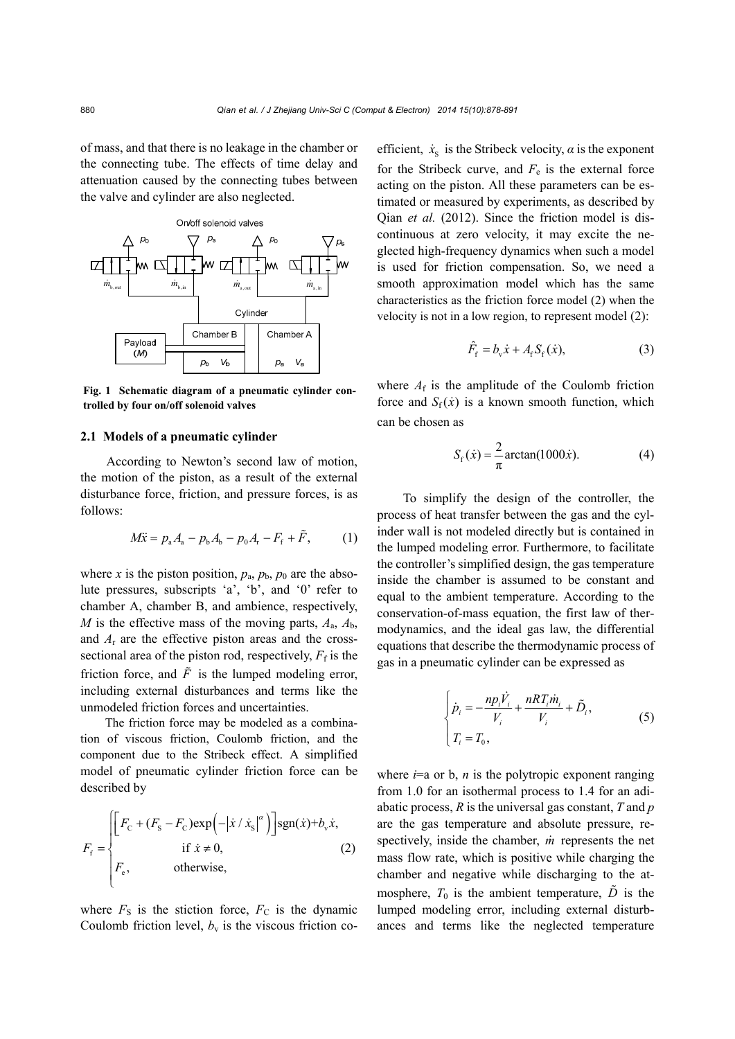of mass, and that there is no leakage in the chamber or the connecting tube. The effects of time delay and attenuation caused by the connecting tubes between the valve and cylinder are also neglected.

**Fig. 1 Schematic diagram of a pneumatic cylinder controlled by four on/off solenoid valves**

### 2.1 Models of a pneumatic cylinder

According to Newton's second law of motion, the motion of the piston, as a result of the external disturbance force, friction, and pressure forces, is as follows:

$$M\ddot{x} = p_{\mathrm{a}}A_{\mathrm{a}} - p_{\mathrm{b}}A_{\mathrm{b}} - p_0 A_{\mathrm{r}} - F_{\mathrm{f}} + \tilde{F}, \tag{1}$$

where $x$ is the piston position, $p_{\mathrm{a}}$, $p_{\mathrm{b}}$, $p_0$ are the absolute pressures, subscripts 'a', 'b', and '0' refer to chamber A, chamber B, and ambience, respectively, $M$ is the effective mass of the moving parts, $A_{\mathrm{a}}$, $A_{\mathrm{b}}$, and $A_{\mathrm{r}}$ are the effective piston areas and the cross-sectional area of the piston rod, respectively, $F_{\mathrm{f}}$ is the friction force, and $\tilde{F}$ is the lumped modeling error, including external disturbances and terms like the unmodeled friction forces and uncertainties.

The friction force may be modeled as a combination of viscous friction, Coulomb friction, and the component due to the Stribeck effect. A simplified model of pneumatic cylinder friction force can be described by

$$F_{\mathrm{f}} = \begin{cases} \left[F_{\mathrm{C}} + (F_{\mathrm{S}} - F_{\mathrm{C}})\exp\left(-\left|\dot{x}/\dot{x}_{\mathrm{S}}\right|^{\alpha}\right)\right]\mathrm{sgn}(\dot{x}) + b_{\mathrm{v}}\dot{x}, \\ \qquad \text{if } \dot{x} \neq 0, \\ F_{\mathrm{e}}, \qquad \text{otherwise}, \end{cases} \tag{2}$$

where $F_{\mathrm{S}}$ is the stiction force, $F_{\mathrm{C}}$ is the dynamic Coulomb friction level, $b_{\mathrm{v}}$ is the viscous friction coefficient, $\dot{x}_{\mathrm{S}}$ is the Stribeck velocity, $\alpha$ is the exponent for the Stribeck curve, and $F_{\mathrm{e}}$ is the external force acting on the piston. All these parameters can be estimated or measured by experiments, as described by Qian *et al.* (2012). Since the friction model is discontinuous at zero velocity, it may excite the neglected high-frequency dynamics when such a model is used for friction compensation. So, we need a smooth approximation model which has the same characteristics as the friction force model (2) when the velocity is not in a low region, to represent model (2):

$$\hat{F}_{\mathrm{f}} = b_{\mathrm{v}}\dot{x} + A_{\mathrm{f}}S_{\mathrm{f}}(\dot{x}), \tag{3}$$

where $A_{\mathrm{f}}$ is the amplitude of the Coulomb friction force and $S_{\mathrm{f}}(\dot{x})$ is a known smooth function, which can be chosen as

$$S_{\mathrm{f}}(\dot{x}) = \frac{2}{\pi}\arctan(1000\dot{x}). \tag{4}$$

To simplify the design of the controller, the process of heat transfer between the gas and the cylinder wall is not modeled directly but is contained in the lumped modeling error. Furthermore, to facilitate the controller's simplified design, the gas temperature inside the chamber is assumed to be constant and equal to the ambient temperature. According to the conservation-of-mass equation, the first law of thermodynamics, and the ideal gas law, the differential equations that describe the thermodynamic process of gas in a pneumatic cylinder can be expressed as

$$\begin{cases} \dot{p}_i = -\dfrac{np_i\dot{V}_i}{V_i} + \dfrac{nRT_i\dot{m}_i}{V_i} + \tilde{D}_i, \\ T_i = T_0, \end{cases} \tag{5}$$

where $i$=a or b, $n$ is the polytropic exponent ranging from 1.0 for an isothermal process to 1.4 for an adiabatic process, $R$ is the universal gas constant, $T$ and $p$ are the gas temperature and absolute pressure, respectively, inside the chamber, $\dot{m}$ represents the net mass flow rate, which is positive while charging the chamber and negative while discharging to the atmosphere, $T_0$ is the ambient temperature, $\tilde{D}$ is the lumped modeling error, including external disturbances and terms like the neglected temperature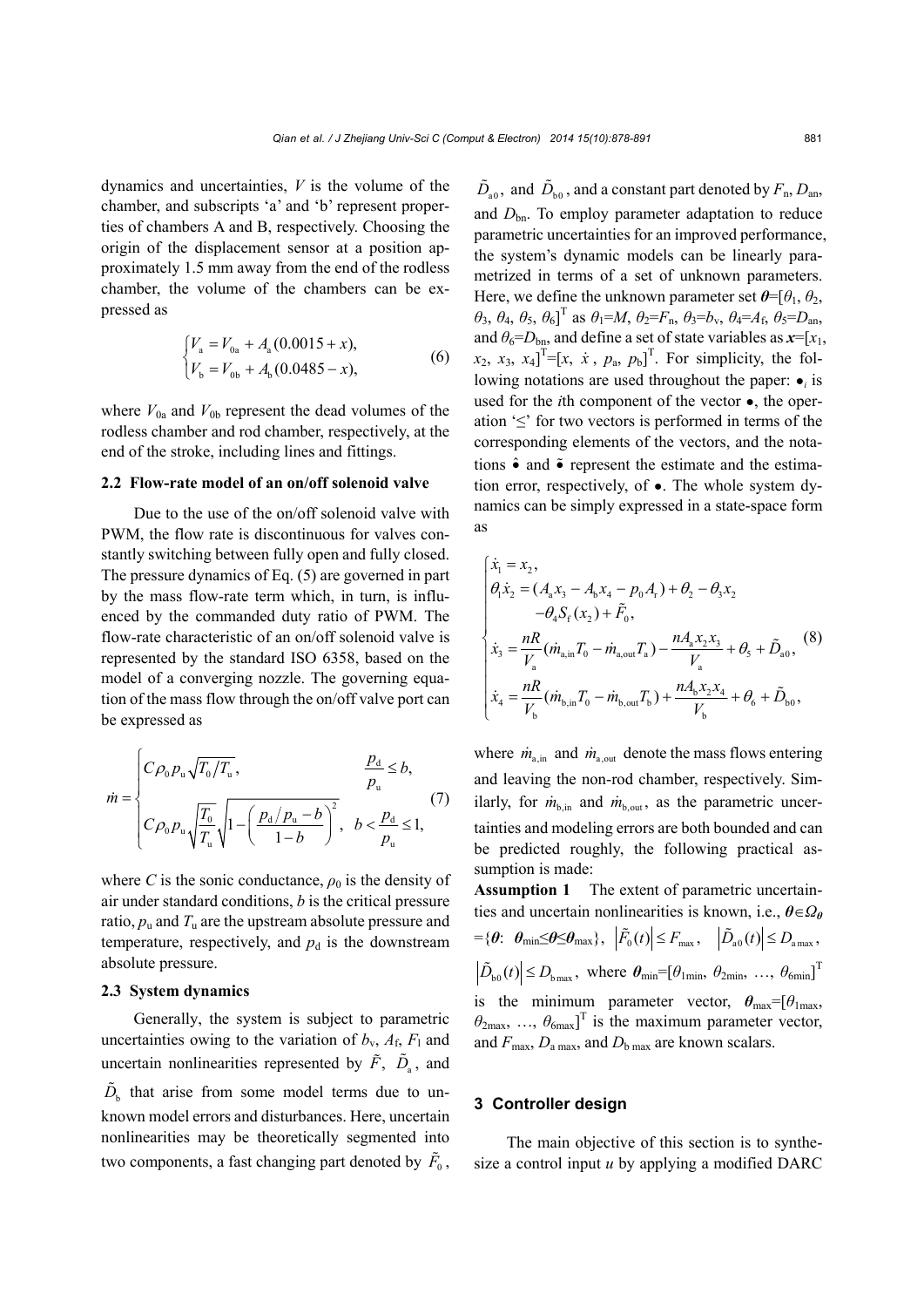dynamics and uncertainties, $V$ is the volume of the chamber, and subscripts 'a' and 'b' represent properties of chambers A and B, respectively. Choosing the origin of the displacement sensor at a position approximately 1.5 mm away from the end of the rodless chamber, the volume of the chambers can be expressed as

$$\begin{cases} V_{\mathrm{a}} = V_{0\mathrm{a}} + A_{\mathrm{a}}(0.0015 + x), \\ V_{\mathrm{b}} = V_{0\mathrm{b}} + A_{\mathrm{b}}(0.0485 - x), \end{cases} \tag{6}$$

where $V_{0a}$ and $V_{0b}$ represent the dead volumes of the rodless chamber and rod chamber, respectively, at the end of the stroke, including lines and fittings.

### 2.2 Flow-rate model of an on/off solenoid valve

Due to the use of the on/off solenoid valve with PWM, the flow rate is discontinuous for valves constantly switching between fully open and fully closed. The pressure dynamics of Eq. (5) are governed in part by the mass flow-rate term which, in turn, is influenced by the commanded duty ratio of PWM. The flow-rate characteristic of an on/off solenoid valve is represented by the standard ISO 6358, based on the model of a converging nozzle. The governing equation of the mass flow through the on/off valve port can be expressed as

$$\dot{m} = \begin{cases} C\rho_0 p_{\mathrm{u}}\sqrt{T_0/T_{\mathrm{u}}}, & \dfrac{p_{\mathrm{d}}}{p_{\mathrm{u}}} \le b, \\ C\rho_0 p_{\mathrm{u}}\sqrt{\dfrac{T_0}{T_{\mathrm{u}}}}\sqrt{1-\left(\dfrac{p_{\mathrm{d}}/p_{\mathrm{u}} - b}{1-b}\right)^2}, & b < \dfrac{p_{\mathrm{d}}}{p_{\mathrm{u}}} \le 1, \end{cases} \tag{7}$$

where $C$ is the sonic conductance, $\rho_0$ is the density of air under standard conditions, $b$ is the critical pressure ratio, $p_u$ and $T_u$ are the upstream absolute pressure and temperature, respectively, and $p_d$ is the downstream absolute pressure.

### 2.3 System dynamics

Generally, the system is subject to parametric uncertainties owing to the variation of $b_v$, $A_f$, $F_l$ and uncertain nonlinearities represented by $\tilde{F}$, $\tilde{D}_a$, and $\tilde{D}_b$ that arise from some model terms due to unknown model errors and disturbances. Here, uncertain nonlinearities may be theoretically segmented into two components, a fast changing part denoted by $\tilde{F}_0$, $\tilde{D}_{a0}$, and $\tilde{D}_{b0}$, and a constant part denoted by $F_n$, $D_{an}$, and $D_{bn}$. To employ parameter adaptation to reduce parametric uncertainties for an improved performance, the system's dynamic models can be linearly parametrized in terms of a set of unknown parameters. Here, we define the unknown parameter set $\boldsymbol{\theta}=[\theta_1, \theta_2, \theta_3, \theta_4, \theta_5, \theta_6]^{\mathrm{T}}$ as $\theta_1=M$, $\theta_2=F_n$, $\theta_3=b_v$, $\theta_4=A_f$, $\theta_5=D_{an}$, and $\theta_6=D_{bn}$, and define a set of state variables as $\boldsymbol{x}=[x_1, x_2, x_3, x_4]^{\mathrm{T}}=[x, \dot{x}, p_a, p_b]^{\mathrm{T}}$. For simplicity, the following notations are used throughout the paper: $\bullet_i$ is used for the $i$th component of the vector $\bullet$, the operation '$\le$' for two vectors is performed in terms of the corresponding elements of the vectors, and the notations $\hat{\bullet}$ and $\tilde{\bullet}$ represent the estimate and the estimation error, respectively, of $\bullet$. The whole system dynamics can be simply expressed in a state-space form as

$$\begin{cases} \dot{x}_1 = x_2, \\ \theta_1\dot{x}_2 = (A_{\mathrm{a}}x_3 - A_{\mathrm{b}}x_4 - p_0A_{\mathrm{r}}) + \theta_2 - \theta_3x_2 \\ \qquad -\theta_4S_{\mathrm{f}}(x_2) + \tilde{F}_0, \\ \dot{x}_3 = \dfrac{nR}{V_{\mathrm{a}}}(\dot{m}_{\mathrm{a,in}}T_0 - \dot{m}_{\mathrm{a,out}}T_{\mathrm{a}}) - \dfrac{nA_{\mathrm{a}}x_2x_3}{V_{\mathrm{a}}} + \theta_5 + \tilde{D}_{\mathrm{a}0}, \\ \dot{x}_4 = \dfrac{nR}{V_{\mathrm{b}}}(\dot{m}_{\mathrm{b,in}}T_0 - \dot{m}_{\mathrm{b,out}}T_{\mathrm{b}}) + \dfrac{nA_{\mathrm{b}}x_2x_4}{V_{\mathrm{b}}} + \theta_6 + \tilde{D}_{\mathrm{b}0}, \end{cases} \tag{8}$$

where $\dot{m}_{a,in}$ and $\dot{m}_{a,out}$ denote the mass flows entering and leaving the non-rod chamber, respectively. Similarly, for $\dot{m}_{b,in}$ and $\dot{m}_{b,out}$, as the parametric uncertainties and modeling errors are both bounded and can be predicted roughly, the following practical assumption is made:

**Assumption 1** The extent of parametric uncertainties and uncertain nonlinearities is known, i.e., $\boldsymbol{\theta}\in\Omega_{\boldsymbol{\theta}}=\{\boldsymbol{\theta}: \boldsymbol{\theta}_{\min}\le\boldsymbol{\theta}\le\boldsymbol{\theta}_{\max}\}$, $|\tilde{F}_0(t)|\le F_{\max}$, $|\tilde{D}_{a0}(t)|\le D_{a\max}$, $|\tilde{D}_{b0}(t)|\le D_{b\max}$, where $\boldsymbol{\theta}_{\min}=[\theta_{1\min}, \theta_{2\min}, \ldots, \theta_{6\min}]^{\mathrm{T}}$ is the minimum parameter vector, $\boldsymbol{\theta}_{\max}=[\theta_{1\max}, \theta_{2\max}, \ldots, \theta_{6\max}]^{\mathrm{T}}$ is the maximum parameter vector, and $F_{\max}$, $D_{a\max}$, and $D_{b\max}$ are known scalars.

## 3 Controller design

The main objective of this section is to synthesize a control input $u$ by applying a modified DARC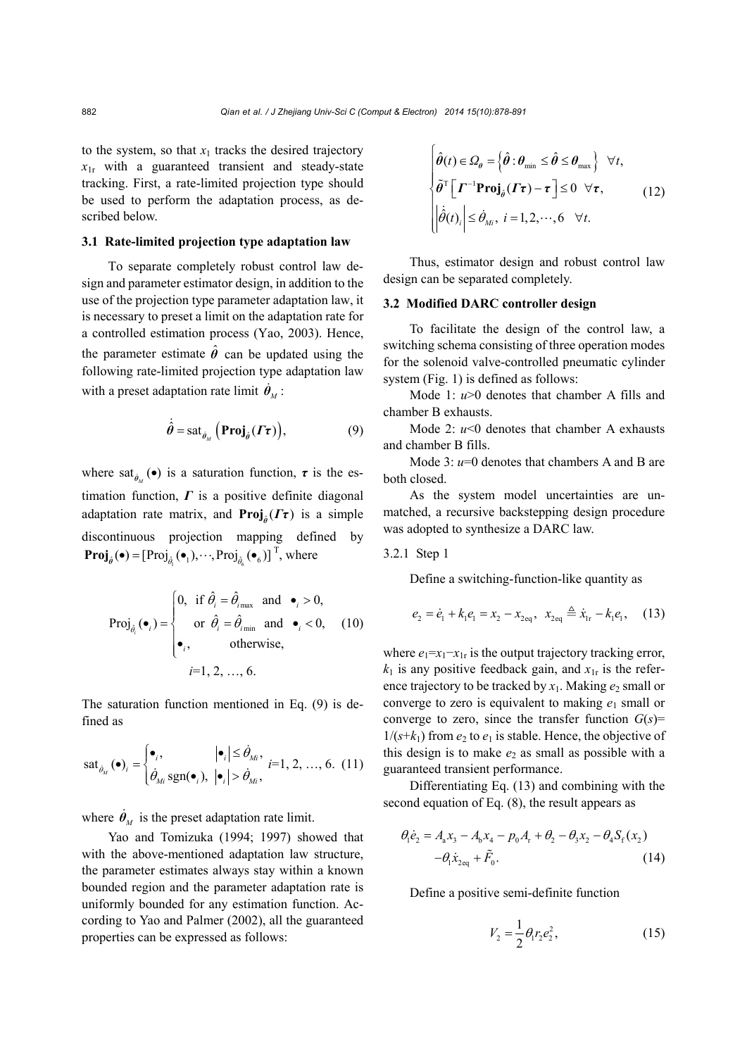to the system, so that $x_1$ tracks the desired trajectory $x_{1r}$ with a guaranteed transient and steady-state tracking. First, a rate-limited projection type should be used to perform the adaptation process, as described below.

### 3.1 Rate-limited projection type adaptation law

To separate completely robust control law design and parameter estimator design, in addition to the use of the projection type parameter adaptation law, it is necessary to preset a limit on the adaptation rate for a controlled estimation process (Yao, 2003). Hence, the parameter estimate $\hat{\boldsymbol{\theta}}$ can be updated using the following rate-limited projection type adaptation law with a preset adaptation rate limit $\dot{\boldsymbol{\theta}}_M$ :

$$\dot{\hat{\boldsymbol{\theta}}} = \mathrm{sat}_{\dot{\theta}_M}\left(\mathbf{Proj}_{\hat{\theta}}(\boldsymbol{\Gamma}\boldsymbol{\tau})\right), \tag{9}$$

where $\mathrm{sat}_{\dot{\theta}_M}(\bullet)$ is a saturation function, $\boldsymbol{\tau}$ is the estimation function, $\boldsymbol{\Gamma}$ is a positive definite diagonal adaptation rate matrix, and $\mathbf{Proj}_{\hat{\theta}}(\boldsymbol{\Gamma}\boldsymbol{\tau})$ is a simple discontinuous projection mapping defined by $\mathbf{Proj}_{\hat{\theta}}(\bullet)=[\mathrm{Proj}_{\hat{\theta}_1}(\bullet_1),\cdots,\mathrm{Proj}_{\hat{\theta}_6}(\bullet_6)]^{\mathrm{T}}$, where

$$\mathrm{Proj}_{\hat{\theta}_i}(\bullet_i)=\begin{cases}0, & \text{if } \hat{\theta}_i=\hat{\theta}_{i\max} \text{ and } \bullet_i>0, \\ & \text{or } \hat{\theta}_i=\hat{\theta}_{i\min} \text{ and } \bullet_i<0, \\ \bullet_i, & \text{otherwise,}\end{cases} \tag{10}$$

$$i=1, 2, \ldots, 6.$$

The saturation function mentioned in Eq. (9) is defined as

$$\mathrm{sat}_{\dot{\theta}_M}(\bullet)_i=\begin{cases}\bullet_i, & |\bullet_i|\le\dot{\theta}_{Mi}, \\ \dot{\theta}_{Mi}\,\mathrm{sgn}(\bullet_i), & |\bullet_i|>\dot{\theta}_{Mi},\end{cases} \quad i=1, 2, \ldots, 6. \tag{11}$$

where $\dot{\boldsymbol{\theta}}_M$ is the preset adaptation rate limit.

Yao and Tomizuka (1994; 1997) showed that with the above-mentioned adaptation law structure, the parameter estimates always stay within a known bounded region and the parameter adaptation rate is uniformly bounded for any estimation function. According to Yao and Palmer (2002), all the guaranteed properties can be expressed as follows:

$$\begin{cases}\hat{\boldsymbol{\theta}}(t)\in\Omega_{\theta}=\left\{\hat{\boldsymbol{\theta}}:\boldsymbol{\theta}_{\min}\le\hat{\boldsymbol{\theta}}\le\boldsymbol{\theta}_{\max}\right\} \quad \forall t, \\ \tilde{\boldsymbol{\theta}}^{\mathrm{T}}\left[\boldsymbol{\Gamma}^{-1}\mathbf{Proj}_{\hat{\theta}}(\boldsymbol{\Gamma}\boldsymbol{\tau})-\boldsymbol{\tau}\right]\le 0 \quad \forall\boldsymbol{\tau}, \\ \left|\dot{\hat{\theta}}(t)_i\right|\le\dot{\theta}_{Mi}, \ i=1,2,\cdots,6 \quad \forall t.\end{cases} \tag{12}$$

Thus, estimator design and robust control law design can be separated completely.

### 3.2 Modified DARC controller design

To facilitate the design of the control law, a switching schema consisting of three operation modes for the solenoid valve-controlled pneumatic cylinder system (Fig. 1) is defined as follows:

Mode 1: $u$>0 denotes that chamber A fills and chamber B exhausts.

Mode 2: $u$<0 denotes that chamber A exhausts and chamber B fills.

Mode 3: $u$=0 denotes that chambers A and B are both closed.

As the system model uncertainties are unmatched, a recursive backstepping design procedure was adopted to synthesize a DARC law.

#### 3.2.1 Step 1

Define a switching-function-like quantity as

$$e_2=\dot{e}_1+k_1e_1=x_2-x_{2\mathrm{eq}}, \ x_{2\mathrm{eq}}\triangleq\dot{x}_{1\mathrm{r}}-k_1e_1, \tag{13}$$

where $e_1=x_1-x_{1r}$ is the output trajectory tracking error, $k_1$ is any positive feedback gain, and $x_{1r}$ is the reference trajectory to be tracked by $x_1$. Making $e_2$ small or converge to zero is equivalent to making $e_1$ small or converge to zero, since the transfer function $G(s)=1/(s+k_1)$ from $e_2$ to $e_1$ is stable. Hence, the objective of this design is to make $e_2$ as small as possible with a guaranteed transient performance.

Differentiating Eq. (13) and combining with the second equation of Eq. (8), the result appears as

$$\theta_1\dot{e}_2=A_{\mathrm{a}}x_3-A_{\mathrm{b}}x_4-p_0A_{\mathrm{r}}+\theta_2-\theta_3x_2-\theta_4S_{\mathrm{f}}(x_2) \\ -\theta_1\dot{x}_{2\mathrm{eq}}+\tilde{F}_0. \tag{14}$$

Define a positive semi-definite function

$$V_2=\frac{1}{2}\theta_1r_2e_2^2, \tag{15}$$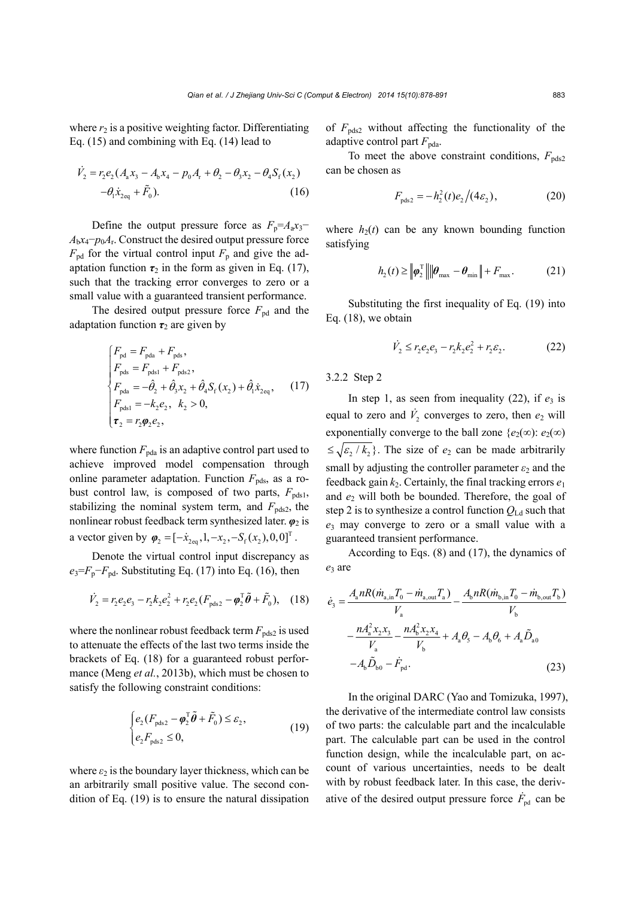where $r_2$ is a positive weighting factor. Differentiating Eq. (15) and combining with Eq. (14) lead to

$$\dot{V}_2 = r_2 e_2 (A_a x_3 - A_b x_4 - p_0 A_r + \theta_2 - \theta_3 x_2 - \theta_4 S_f(x_2) - \theta_1 \dot{x}_{2eq} + \tilde{F}_0). \tag{16}$$

Define the output pressure force as $F_p = A_a x_3 - A_b x_4 - p_0 A_r$. Construct the desired output pressure force $F_{pd}$ for the virtual control input $F_p$ and give the adaptation function $\boldsymbol{\tau}_2$ in the form as given in Eq. (17), such that the tracking error converges to zero or a small value with a guaranteed transient performance.

The desired output pressure force $F_{pd}$ and the adaptation function $\boldsymbol{\tau}_2$ are given by

$$\begin{cases} F_{pd} = F_{pda} + F_{pds}, \\ F_{pds} = F_{pds1} + F_{pds2}, \\ F_{pda} = -\hat{\theta}_2 + \hat{\theta}_3 x_2 + \hat{\theta}_4 S_f(x_2) + \hat{\theta}_1 \dot{x}_{2eq}, \\ F_{pds1} = -k_2 e_2, \ \ k_2 > 0, \\ \boldsymbol{\tau}_2 = r_2 \boldsymbol{\varphi}_2 e_2, \end{cases} \tag{17}$$

where function $F_{pda}$ is an adaptive control part used to achieve improved model compensation through online parameter adaptation. Function $F_{pds}$, as a robust control law, is composed of two parts, $F_{pds1}$, stabilizing the nominal system term, and $F_{pds2}$, the nonlinear robust feedback term synthesized later. $\boldsymbol{\varphi}_2$ is a vector given by $\boldsymbol{\varphi}_2 = [-\dot{x}_{2eq}, 1, -x_2, -S_f(x_2), 0, 0]^T$.

Denote the virtual control input discrepancy as $e_3 = F_p - F_{pd}$. Substituting Eq. (17) into Eq. (16), then

$$\dot{V}_2 = r_2 e_2 e_3 - r_2 k_2 e_2^2 + r_2 e_2 (F_{pds2} - \boldsymbol{\varphi}_2^T \tilde{\boldsymbol{\theta}} + \tilde{F}_0), \tag{18}$$

where the nonlinear robust feedback term $F_{pds2}$ is used to attenuate the effects of the last two terms inside the brackets of Eq. (18) for a guaranteed robust performance (Meng *et al.*, 2013b), which must be chosen to satisfy the following constraint conditions:

$$\begin{cases} e_2 (F_{pds2} - \boldsymbol{\varphi}_2^T \tilde{\boldsymbol{\theta}} + \tilde{F}_0) \le \varepsilon_2, \\ e_2 F_{pds2} \le 0, \end{cases} \tag{19}$$

where $\varepsilon_2$ is the boundary layer thickness, which can be an arbitrarily small positive value. The second condition of Eq. (19) is to ensure the natural dissipation of $F_{pds2}$ without affecting the functionality of the adaptive control part $F_{pda}$.

To meet the above constraint conditions, $F_{pds2}$ can be chosen as

$$F_{pds2} = -h_2^2(t) e_2 / (4\varepsilon_2), \tag{20}$$

where $h_2(t)$ can be any known bounding function satisfying

$$h_2(t) \ge \left\| \boldsymbol{\varphi}_2^T \right\| \left\| \boldsymbol{\theta}_{max} - \boldsymbol{\theta}_{min} \right\| + F_{max}. \tag{21}$$

Substituting the first inequality of Eq. (19) into Eq. (18), we obtain

$$\dot{V}_2 \le r_2 e_2 e_3 - r_2 k_2 e_2^2 + r_2 \varepsilon_2. \tag{22}$$

#### 3.2.2 Step 2

In step 1, as seen from inequality (22), if $e_3$ is equal to zero and $\dot{V}_2$ converges to zero, then $e_2$ will exponentially converge to the ball zone $\{e_2(\infty): e_2(\infty) \le \sqrt{\varepsilon_2 / k_2}\}$. The size of $e_2$ can be made arbitrarily small by adjusting the controller parameter $\varepsilon_2$ and the feedback gain $k_2$. Certainly, the final tracking errors $e_1$ and $e_2$ will both be bounded. Therefore, the goal of step 2 is to synthesize a control function $Q_{Ld}$ such that $e_3$ may converge to zero or a small value with a guaranteed transient performance.

According to Eqs. (8) and (17), the dynamics of $e_3$ are

$$\dot{e}_3 = \frac{A_a nR(\dot{m}_{a,in} T_0 - \dot{m}_{a,out} T_a)}{V_a} - \frac{A_b nR(\dot{m}_{b,in} T_0 - \dot{m}_{b,out} T_b)}{V_b} - \frac{n A_a^2 x_2 x_3}{V_a} - \frac{n A_b^2 x_2 x_4}{V_b} + A_a \theta_5 - A_b \theta_6 + A_a \tilde{D}_{a0} - A_b \tilde{D}_{b0} - \dot{F}_{pd}. \tag{23}$$

In the original DARC (Yao and Tomizuka, 1997), the derivative of the intermediate control law consists of two parts: the calculable part and the incalculable part. The calculable part can be used in the control function design, while the incalculable part, on account of various uncertainties, needs to be dealt with by robust feedback later. In this case, the derivative of the desired output pressure force $\dot{F}_{pd}$ can be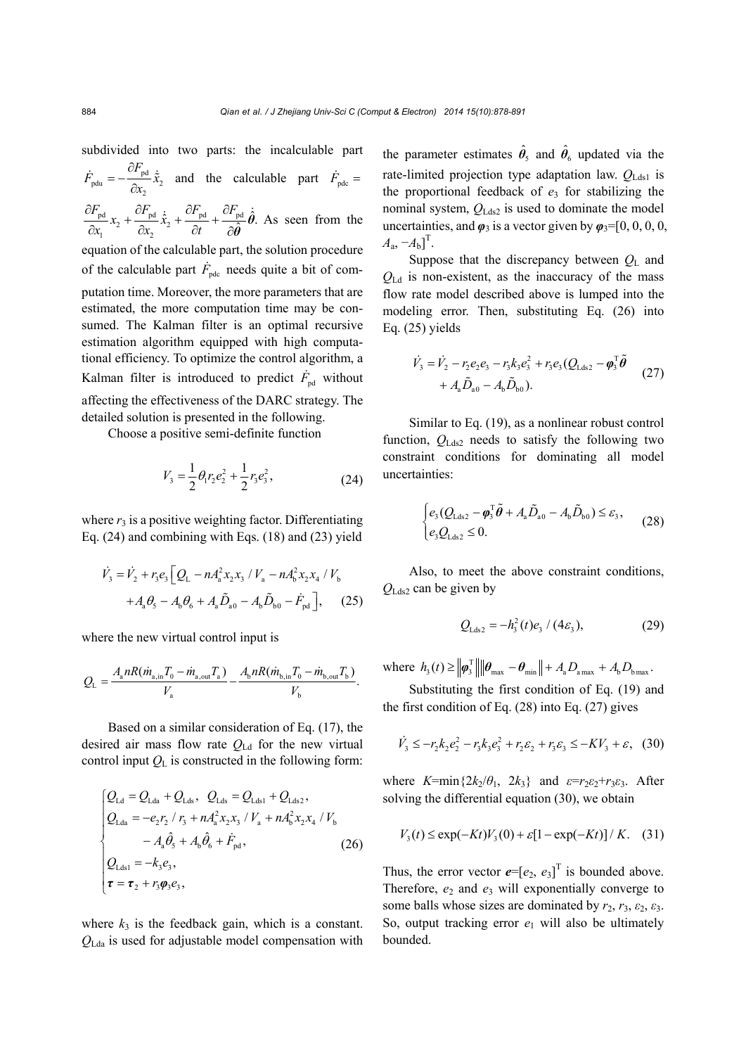subdivided into two parts: the incalculable part $\dot{F}_{\mathrm{pdu}}=-\dfrac{\partial F_{\mathrm{pd}}}{\partial x_2}\dot{\tilde{x}}_2$ and the calculable part $\dot{F}_{\mathrm{pdc}}=\dfrac{\partial F_{\mathrm{pd}}}{\partial x_1}x_2+\dfrac{\partial F_{\mathrm{pd}}}{\partial x_2}\dot{\hat{x}}_2+\dfrac{\partial F_{\mathrm{pd}}}{\partial t}+\dfrac{\partial F_{\mathrm{pd}}}{\partial \hat{\boldsymbol{\theta}}}\dot{\hat{\boldsymbol{\theta}}}$. As seen from the equation of the calculable part, the solution procedure of the calculable part $\dot{F}_{\mathrm{pdc}}$ needs quite a bit of computation time. Moreover, the more parameters that are estimated, the more computation time may be consumed. The Kalman filter is an optimal recursive estimation algorithm equipped with high computational efficiency. To optimize the control algorithm, a Kalman filter is introduced to predict $\dot{F}_{\mathrm{pd}}$ without affecting the effectiveness of the DARC strategy. The detailed solution is presented in the following.

Choose a positive semi-definite function

$$V_3=\frac{1}{2}\theta_1 r_2 e_2^2+\frac{1}{2}r_3 e_3^2, \tag{24}$$

where $r_3$ is a positive weighting factor. Differentiating Eq. (24) and combining with Eqs. (18) and (23) yield

$$\begin{aligned}\dot{V}_3=\dot{V}_2+r_3e_3\Big[&Q_{\mathrm{L}}-nA_{\mathrm{a}}^2x_2x_3/V_{\mathrm{a}}-nA_{\mathrm{b}}^2x_2x_4/V_{\mathrm{b}}\\&+A_{\mathrm{a}}\theta_5-A_{\mathrm{b}}\theta_6+A_{\mathrm{a}}\tilde{D}_{\mathrm{a0}}-A_{\mathrm{b}}\tilde{D}_{\mathrm{b0}}-\dot{F}_{\mathrm{pd}}\Big],\end{aligned} \tag{25}$$

where the new virtual control input is

$$Q_{\mathrm{L}}=\frac{A_{\mathrm{a}}nR(\dot{m}_{\mathrm{a,in}}T_0-\dot{m}_{\mathrm{a,out}}T_{\mathrm{a}})}{V_{\mathrm{a}}}-\frac{A_{\mathrm{b}}nR(\dot{m}_{\mathrm{b,in}}T_0-\dot{m}_{\mathrm{b,out}}T_{\mathrm{b}})}{V_{\mathrm{b}}}.$$

Based on a similar consideration of Eq. (17), the desired air mass flow rate $Q_{\mathrm{Ld}}$ for the new virtual control input $Q_{\mathrm{L}}$ is constructed in the following form:

$$\begin{cases}Q_{\mathrm{Ld}}=Q_{\mathrm{Lda}}+Q_{\mathrm{Lds}},\ \ Q_{\mathrm{Lds}}=Q_{\mathrm{Lds1}}+Q_{\mathrm{Lds2}},\\ Q_{\mathrm{Lda}}=-e_2r_2/r_3+nA_{\mathrm{a}}^2x_2x_3/V_{\mathrm{a}}+nA_{\mathrm{b}}^2x_2x_4/V_{\mathrm{b}}\\ \qquad\ -A_{\mathrm{a}}\hat{\theta}_5+A_{\mathrm{b}}\hat{\theta}_6+\dot{F}_{\mathrm{pd}},\\ Q_{\mathrm{Lds1}}=-k_3e_3,\\ \boldsymbol{\tau}=\boldsymbol{\tau}_2+r_3\boldsymbol{\varphi}_3e_3,\end{cases} \tag{26}$$

where $k_3$ is the feedback gain, which is a constant. $Q_{\mathrm{Lda}}$ is used for adjustable model compensation with the parameter estimates $\hat{\theta}_5$ and $\hat{\theta}_6$ updated via the rate-limited projection type adaptation law. $Q_{\mathrm{Lds1}}$ is the proportional feedback of $e_3$ for stabilizing the nominal system, $Q_{\mathrm{Lds2}}$ is used to dominate the model uncertainties, and $\boldsymbol{\varphi}_3$ is a vector given by $\boldsymbol{\varphi}_3=[0, 0, 0, 0, A_{\mathrm{a}}, -A_{\mathrm{b}}]^{\mathrm{T}}$.

Suppose that the discrepancy between $Q_{\mathrm{L}}$ and $Q_{\mathrm{Ld}}$ is non-existent, as the inaccuracy of the mass flow rate model described above is lumped into the modeling error. Then, substituting Eq. (26) into Eq. (25) yields

$$\begin{aligned}\dot{V}_3=\dot{V}_2-r_2e_2e_3-r_3k_3e_3^2+r_3e_3(&Q_{\mathrm{Lds2}}-\boldsymbol{\varphi}_3^{\mathrm{T}}\tilde{\boldsymbol{\theta}}\\&+A_{\mathrm{a}}\tilde{D}_{\mathrm{a0}}-A_{\mathrm{b}}\tilde{D}_{\mathrm{b0}}).\end{aligned} \tag{27}$$

Similar to Eq. (19), as a nonlinear robust control function, $Q_{\mathrm{Lds2}}$ needs to satisfy the following two constraint conditions for dominating all model uncertainties:

$$\begin{cases}e_3(Q_{\mathrm{Lds2}}-\boldsymbol{\varphi}_3^{\mathrm{T}}\tilde{\boldsymbol{\theta}}+A_{\mathrm{a}}\tilde{D}_{\mathrm{a0}}-A_{\mathrm{b}}\tilde{D}_{\mathrm{b0}})\le\varepsilon_3,\\ e_3Q_{\mathrm{Lds2}}\le 0.\end{cases} \tag{28}$$

Also, to meet the above constraint conditions, $Q_{\mathrm{Lds2}}$ can be given by

$$Q_{\mathrm{Lds2}}=-h_3^2(t)e_3/(4\varepsilon_3), \tag{29}$$

where $h_3(t)\ge\left\|\boldsymbol{\varphi}_3^{\mathrm{T}}\right\|\left\|\boldsymbol{\theta}_{\max}-\boldsymbol{\theta}_{\min}\right\|+A_{\mathrm{a}}D_{\mathrm{a\,max}}+A_{\mathrm{b}}D_{\mathrm{b\,max}}$.

Substituting the first condition of Eq. (19) and the first condition of Eq. (28) into Eq. (27) gives

$$\dot{V}_3\le -r_2k_2e_2^2-r_3k_3e_3^2+r_2\varepsilon_2+r_3\varepsilon_3\le -KV_3+\varepsilon, \tag{30}$$

where $K=\min\{2k_2/\theta_1,\ 2k_3\}$ and $\varepsilon=r_2\varepsilon_2+r_3\varepsilon_3$. After solving the differential equation (30), we obtain

$$V_3(t)\le\exp(-Kt)V_3(0)+\varepsilon[1-\exp(-Kt)]/K. \tag{31}$$

Thus, the error vector $\boldsymbol{e}=[e_2, e_3]^{\mathrm{T}}$ is bounded above. Therefore, $e_2$ and $e_3$ will exponentially converge to some balls whose sizes are dominated by $r_2$, $r_3$, $\varepsilon_2$, $\varepsilon_3$. So, output tracking error $e_1$ will also be ultimately bounded.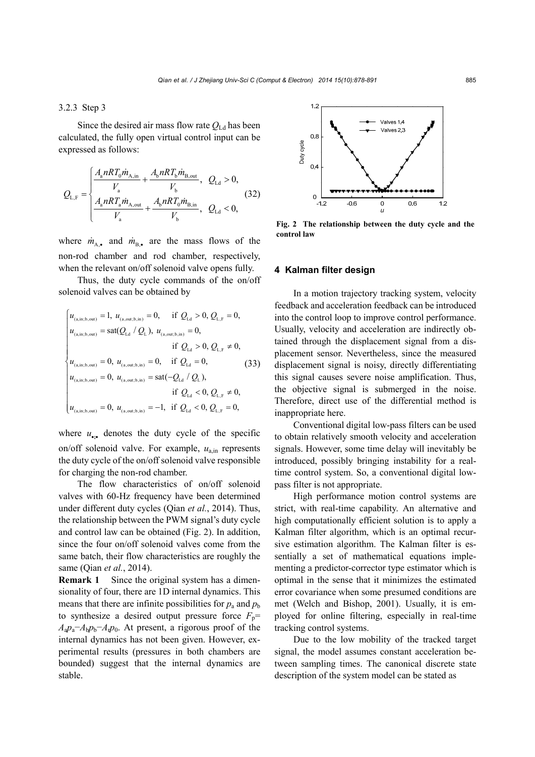3.2.3 Step 3

Since the desired air mass flow rate $Q_{\mathrm{Ld}}$ has been calculated, the fully open virtual control input can be expressed as follows:

$$Q_{\mathrm{L,F}}=\begin{cases}\dfrac{A_{\mathrm{a}}nRT_0\dot{m}_{\mathrm{A,in}}}{V_{\mathrm{a}}}+\dfrac{A_{\mathrm{b}}nRT_{\mathrm{b}}\dot{m}_{\mathrm{B,out}}}{V_{\mathrm{b}}}, & Q_{\mathrm{Ld}}>0,\\[2ex] \dfrac{A_{\mathrm{a}}nRT_{\mathrm{a}}\dot{m}_{\mathrm{A,out}}}{V_{\mathrm{a}}}+\dfrac{A_{\mathrm{b}}nRT_0\dot{m}_{\mathrm{B,in}}}{V_{\mathrm{b}}}, & Q_{\mathrm{Ld}}<0,\end{cases} \tag{32}$$

where $\dot{m}_{\mathrm{A},\bullet}$ and $\dot{m}_{\mathrm{B},\bullet}$ are the mass flows of the non-rod chamber and rod chamber, respectively, when the relevant on/off solenoid valve opens fully.

Thus, the duty cycle commands of the on/off solenoid valves can be obtained by

$$\begin{cases}u_{(\mathrm{a,in;b,out})}=1,\ u_{(\mathrm{a,out;b,in})}=0, & \text{if } Q_{\mathrm{Ld}}>0, Q_{\mathrm{L,F}}=0,\\ u_{(\mathrm{a,in;b,out})}=\mathrm{sat}(Q_{\mathrm{Ld}}/Q_{\mathrm{L}}),\ u_{(\mathrm{a,out;b,in})}=0, & \\ & \text{if } Q_{\mathrm{Ld}}>0, Q_{\mathrm{L,F}}\neq 0,\\ u_{(\mathrm{a,in;b,out})}=0,\ u_{(\mathrm{a,out;b,in})}=0, & \text{if } Q_{\mathrm{Ld}}=0,\\ u_{(\mathrm{a,in;b,out})}=0,\ u_{(\mathrm{a,out;b,in})}=\mathrm{sat}(-Q_{\mathrm{Ld}}/Q_{\mathrm{L}}), & \\ & \text{if } Q_{\mathrm{Ld}}<0, Q_{\mathrm{L,F}}\neq 0,\\ u_{(\mathrm{a,in;b,out})}=0,\ u_{(\mathrm{a,out;b,in})}=-1, & \text{if } Q_{\mathrm{Ld}}<0, Q_{\mathrm{L,F}}=0,\end{cases} \tag{33}$$

where $u_{\bullet;\bullet}$ denotes the duty cycle of the specific on/off solenoid valve. For example, $u_{\mathrm{a,in}}$ represents the duty cycle of the on/off solenoid valve responsible for charging the non-rod chamber.

The flow characteristics of on/off solenoid valves with 60-Hz frequency have been determined under different duty cycles (Qian *et al.*, 2014). Thus, the relationship between the PWM signal's duty cycle and control law can be obtained (Fig. 2). In addition, since the four on/off solenoid valves come from the same batch, their flow characteristics are roughly the same (Qian *et al.*, 2014).

**Remark 1** Since the original system has a dimensionality of four, there are 1D internal dynamics. This means that there are infinite possibilities for $p_{\mathrm{a}}$ and $p_{\mathrm{b}}$ to synthesize a desired output pressure force $F_{\mathrm{p}}=A_{\mathrm{a}}p_{\mathrm{a}}-A_{\mathrm{b}}p_{\mathrm{b}}-A_{\mathrm{r}}p_0$. At present, a rigorous proof of the internal dynamics has not been given. However, experimental results (pressures in both chambers are bounded) suggest that the internal dynamics are stable.

**Fig. 2 The relationship between the duty cycle and the control law**

## 4 Kalman filter design

In a motion trajectory tracking system, velocity feedback and acceleration feedback can be introduced into the control loop to improve control performance. Usually, velocity and acceleration are indirectly obtained through the displacement signal from a displacement sensor. Nevertheless, since the measured displacement signal is noisy, directly differentiating this signal causes severe noise amplification. Thus, the objective signal is submerged in the noise. Therefore, direct use of the differential method is inappropriate here.

Conventional digital low-pass filters can be used to obtain relatively smooth velocity and acceleration signals. However, some time delay will inevitably be introduced, possibly bringing instability for a real-time control system. So, a conventional digital low-pass filter is not appropriate.

High performance motion control systems are strict, with real-time capability. An alternative and high computationally efficient solution is to apply a Kalman filter algorithm, which is an optimal recursive estimation algorithm. The Kalman filter is essentially a set of mathematical equations implementing a predictor-corrector type estimator which is optimal in the sense that it minimizes the estimated error covariance when some presumed conditions are met (Welch and Bishop, 2001). Usually, it is employed for online filtering, especially in real-time tracking control systems.

Due to the low mobility of the tracked target signal, the model assumes constant acceleration between sampling times. The canonical discrete state description of the system model can be stated as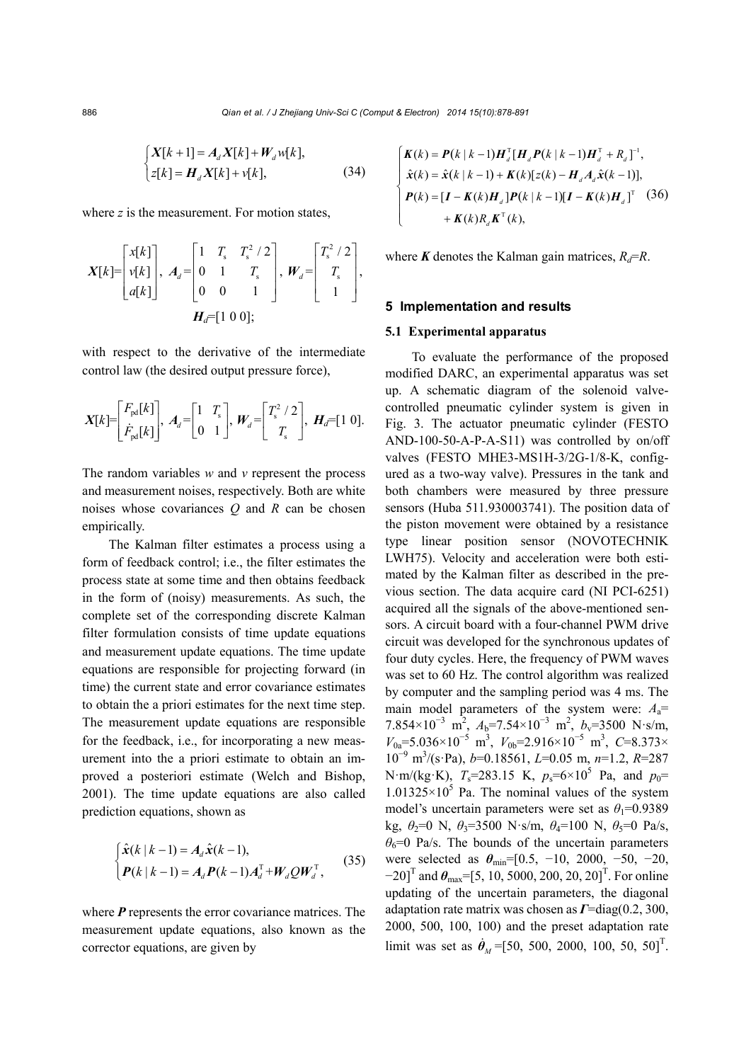$$
\begin{cases}
\boldsymbol{X}[k+1] = \boldsymbol{A}_d \boldsymbol{X}[k] + \boldsymbol{W}_d w[k], \\
z[k] = \boldsymbol{H}_d \boldsymbol{X}[k] + v[k],
\end{cases} \tag{34}
$$

where $z$ is the measurement. For motion states,

$$
\boldsymbol{X}[k]=\begin{bmatrix} x[k] \\ v[k] \\ a[k] \end{bmatrix},\ \boldsymbol{A}_d=\begin{bmatrix} 1 & T_s & T_s^2/2 \\ 0 & 1 & T_s \\ 0 & 0 & 1 \end{bmatrix},\ \boldsymbol{W}_d=\begin{bmatrix} T_s^2/2 \\ T_s \\ 1 \end{bmatrix},
$$

$$
\boldsymbol{H}_d=[1\ 0\ 0];
$$

with respect to the derivative of the intermediate control law (the desired output pressure force),

$$
\boldsymbol{X}[k]=\begin{bmatrix} F_{\text{pd}}[k] \\ \dot{F}_{\text{pd}}[k] \end{bmatrix},\ \boldsymbol{A}_d=\begin{bmatrix} 1 & T_s \\ 0 & 1 \end{bmatrix},\ \boldsymbol{W}_d=\begin{bmatrix} T_s^2/2 \\ T_s \end{bmatrix},\ \boldsymbol{H}_d=[1\ 0].
$$

The random variables $w$ and $v$ represent the process and measurement noises, respectively. Both are white noises whose covariances $Q$ and $R$ can be chosen empirically.

The Kalman filter estimates a process using a form of feedback control; i.e., the filter estimates the process state at some time and then obtains feedback in the form of (noisy) measurements. As such, the complete set of the corresponding discrete Kalman filter formulation consists of time update equations and measurement update equations. The time update equations are responsible for projecting forward (in time) the current state and error covariance estimates to obtain the a priori estimates for the next time step. The measurement update equations are responsible for the feedback, i.e., for incorporating a new measurement into the a priori estimate to obtain an improved a posteriori estimate (Welch and Bishop, 2001). The time update equations are also called prediction equations, shown as

$$
\begin{cases}
\hat{\boldsymbol{x}}(k\,|\,k-1) = \boldsymbol{A}_d \hat{\boldsymbol{x}}(k-1), \\
\boldsymbol{P}(k\,|\,k-1) = \boldsymbol{A}_d \boldsymbol{P}(k-1)\boldsymbol{A}_d^{\text{T}} + \boldsymbol{W}_d Q \boldsymbol{W}_d^{\text{T}},
\end{cases} \tag{35}
$$

where $\boldsymbol{P}$ represents the error covariance matrices. The measurement update equations, also known as the corrector equations, are given by

$$
\begin{cases}
\boldsymbol{K}(k) = \boldsymbol{P}(k\,|\,k-1)\boldsymbol{H}_d^{\text{T}}[\boldsymbol{H}_d \boldsymbol{P}(k\,|\,k-1)\boldsymbol{H}_d^{\text{T}} + R_d]^{-1}, \\
\hat{\boldsymbol{x}}(k) = \hat{\boldsymbol{x}}(k\,|\,k-1) + \boldsymbol{K}(k)[z(k) - \boldsymbol{H}_d \boldsymbol{A}_d \hat{\boldsymbol{x}}(k-1)], \\
\boldsymbol{P}(k) = [\boldsymbol{I} - \boldsymbol{K}(k)\boldsymbol{H}_d]\boldsymbol{P}(k\,|\,k-1)[\boldsymbol{I} - \boldsymbol{K}(k)\boldsymbol{H}_d]^{\text{T}} \\
\qquad + \boldsymbol{K}(k) R_d \boldsymbol{K}^{\text{T}}(k),
\end{cases} \tag{36}
$$

where $\boldsymbol{K}$ denotes the Kalman gain matrices, $R_d=R$.

## 5 Implementation and results

### 5.1 Experimental apparatus

To evaluate the performance of the proposed modified DARC, an experimental apparatus was set up. A schematic diagram of the solenoid valve-controlled pneumatic cylinder system is given in Fig. 3. The actuator pneumatic cylinder (FESTO AND-100-50-A-P-A-S11) was controlled by on/off valves (FESTO MHE3-MS1H-3/2G-1/8-K, configured as a two-way valve). Pressures in the tank and both chambers were measured by three pressure sensors (Huba 511.930003741). The position data of the piston movement were obtained by a resistance type linear position sensor (NOVOTECHNIK LWH75). Velocity and acceleration were both estimated by the Kalman filter as described in the previous section. The data acquire card (NI PCI-6251) acquired all the signals of the above-mentioned sensors. A circuit board with a four-channel PWM drive circuit was developed for the synchronous updates of four duty cycles. Here, the frequency of PWM waves was set to 60 Hz. The control algorithm was realized by computer and the sampling period was 4 ms. The main model parameters of the system were: $A_a$= $7.854\times10^{-3}$ m$^2$, $A_b$=$7.54\times10^{-3}$ m$^2$, $b_v$=3500 N·s/m, $V_{0a}$=$5.036\times10^{-5}$ m$^3$, $V_{0b}$=$2.916\times10^{-5}$ m$^3$, $C$=$8.373\times10^{-9}$ m$^3$/(s·Pa), $b$=0.18561, $L$=0.05 m, $n$=1.2, $R$=287 N·m/(kg·K), $T_s$=283.15 K, $p_s$=$6\times10^5$ Pa, and $p_0$= $1.01325\times10^5$ Pa. The nominal values of the system model's uncertain parameters were set as $\theta_1$=0.9389 kg, $\theta_2$=0 N, $\theta_3$=3500 N·s/m, $\theta_4$=100 N, $\theta_5$=0 Pa/s, $\theta_6$=0 Pa/s. The bounds of the uncertain parameters were selected as $\boldsymbol{\theta}_{\min}$=[0.5, −10, 2000, −50, −20, −20]$^{\text{T}}$ and $\boldsymbol{\theta}_{\max}$=[5, 10, 5000, 200, 20, 20]$^{\text{T}}$. For online updating of the uncertain parameters, the diagonal adaptation rate matrix was chosen as $\boldsymbol{\Gamma}$=diag(0.2, 300, 2000, 500, 100, 100) and the preset adaptation rate limit was set as $\dot{\boldsymbol{\theta}}_M$=[50, 500, 2000, 100, 50, 50]$^{\text{T}}$.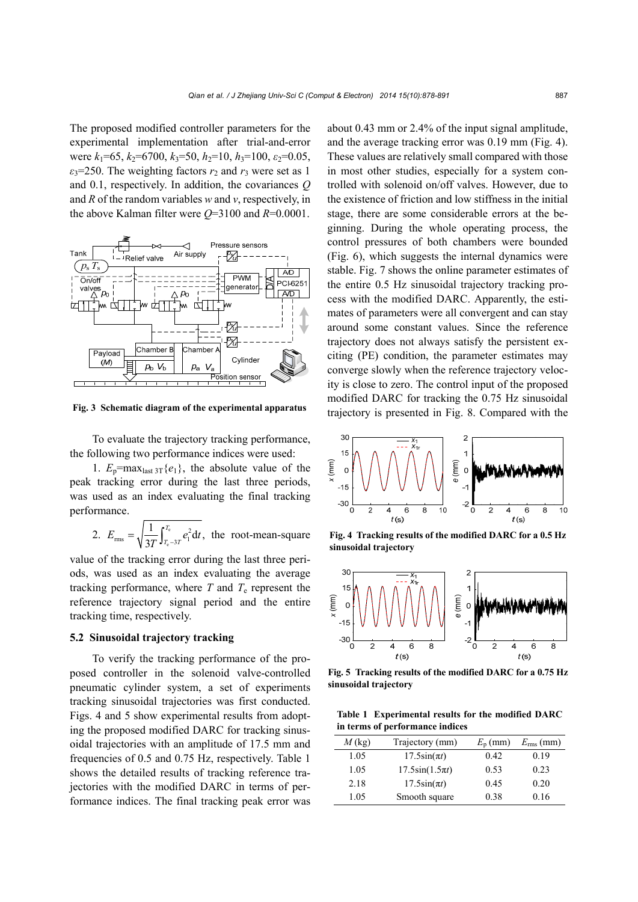The proposed modified controller parameters for the experimental implementation after trial-and-error were $k_1$=65, $k_2$=6700, $k_3$=50, $h_2$=10, $h_3$=100, $\varepsilon_2$=0.05, $\varepsilon_3$=250. The weighting factors $r_2$ and $r_3$ were set as 1 and 0.1, respectively. In addition, the covariances $Q$ and $R$ of the random variables $w$ and $v$, respectively, in the above Kalman filter were $Q$=3100 and $R$=0.0001.

**Fig. 3 Schematic diagram of the experimental apparatus**

To evaluate the trajectory tracking performance, the following two performance indices were used:

1. $E_\text{p}=\max_{\text{last } 3T}\{e_1\}$, the absolute value of the peak tracking error during the last three periods, was used as an index evaluating the final tracking performance.

2. $E_\text{rms}=\sqrt{\frac{1}{3T}\int_{T_\text{e}-3T}^{T_\text{e}} e_1^2 \text{d}t}$, the root-mean-square value of the tracking error during the last three periods, was used as an index evaluating the average tracking performance, where $T$ and $T_\text{e}$ represent the reference trajectory signal period and the entire tracking time, respectively.

### 5.2 Sinusoidal trajectory tracking

To verify the tracking performance of the proposed controller in the solenoid valve-controlled pneumatic cylinder system, a set of experiments tracking sinusoidal trajectories was first conducted. Figs. 4 and 5 show experimental results from adopting the proposed modified DARC for tracking sinusoidal trajectories with an amplitude of 17.5 mm and frequencies of 0.5 and 0.75 Hz, respectively. Table 1 shows the detailed results of tracking reference trajectories with the modified DARC in terms of performance indices. The final tracking peak error was about 0.43 mm or 2.4% of the input signal amplitude, and the average tracking error was 0.19 mm (Fig. 4). These values are relatively small compared with those in most other studies, especially for a system controlled with solenoid on/off valves. However, due to the existence of friction and low stiffness in the initial stage, there are some considerable errors at the beginning. During the whole operating process, the control pressures of both chambers were bounded (Fig. 6), which suggests the internal dynamics were stable. Fig. 7 shows the online parameter estimates of the entire 0.5 Hz sinusoidal trajectory tracking process with the modified DARC. Apparently, the estimates of parameters were all convergent and can stay around some constant values. Since the reference trajectory does not always satisfy the persistent exciting (PE) condition, the parameter estimates may converge slowly when the reference trajectory velocity is close to zero. The control input of the proposed modified DARC for tracking the 0.75 Hz sinusoidal trajectory is presented in Fig. 8. Compared with the

**Fig. 4 Tracking results of the modified DARC for a 0.5 Hz sinusoidal trajectory**

**Fig. 5 Tracking results of the modified DARC for a 0.75 Hz sinusoidal trajectory**

**Table 1 Experimental results for the modified DARC in terms of performance indices**

| $M$ (kg) | Trajectory (mm) | $E_\text{p}$ (mm) | $E_\text{rms}$ (mm) |
|---|---|---|---|
| 1.05 | $17.5\sin(\pi t)$ | 0.42 | 0.19 |
| 1.05 | $17.5\sin(1.5\pi t)$ | 0.53 | 0.23 |
| 2.18 | $17.5\sin(\pi t)$ | 0.45 | 0.20 |
| 1.05 | Smooth square | 0.38 | 0.16 |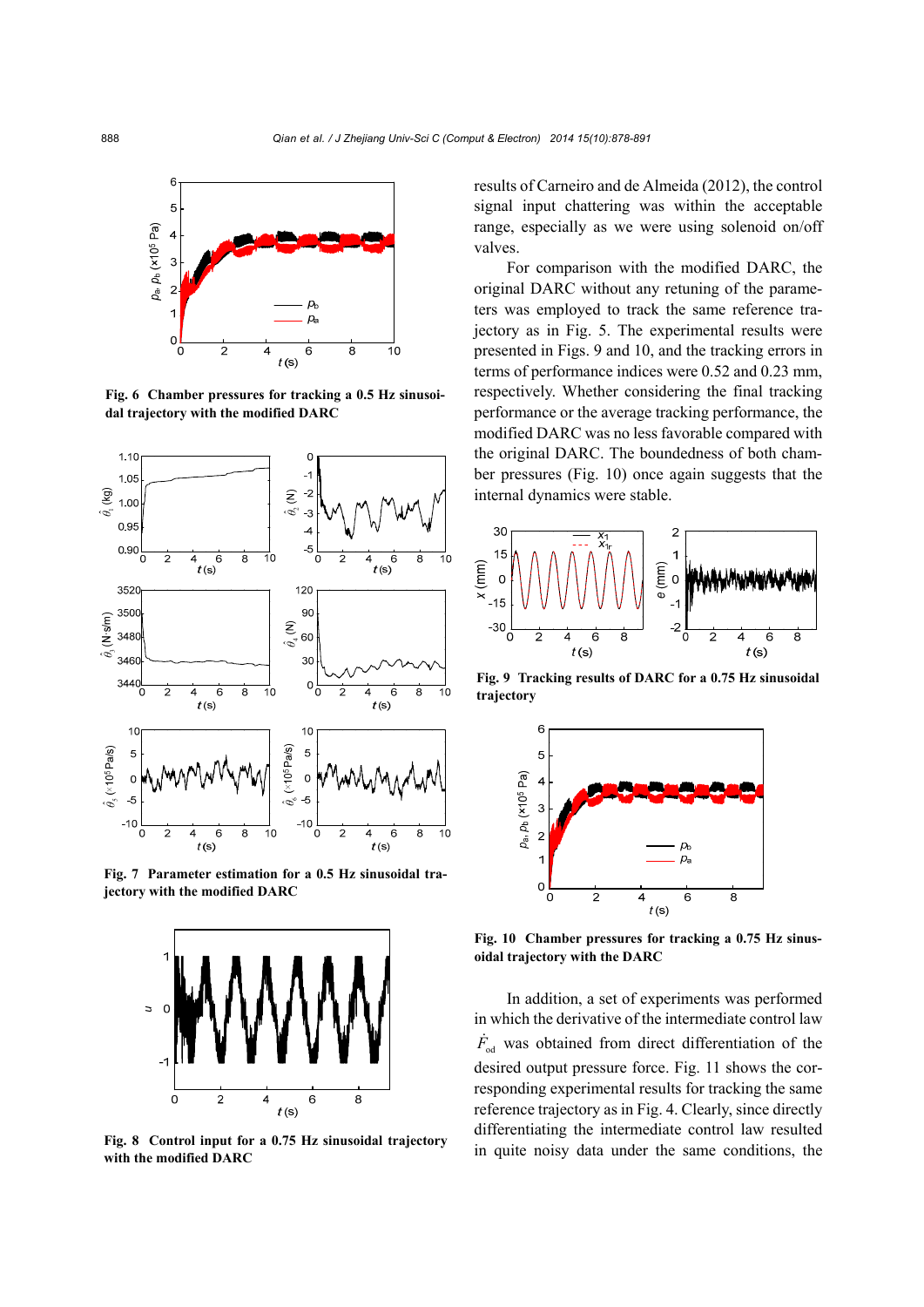Fig. 6 Chamber pressures for tracking a 0.5 Hz sinusoidal trajectory with the modified DARC

Fig. 7 Parameter estimation for a 0.5 Hz sinusoidal trajectory with the modified DARC

Fig. 8 Control input for a 0.75 Hz sinusoidal trajectory with the modified DARC

results of Carneiro and de Almeida (2012), the control signal input chattering was within the acceptable range, especially as we were using solenoid on/off valves.

For comparison with the modified DARC, the original DARC without any retuning of the parameters was employed to track the same reference trajectory as in Fig. 5. The experimental results were presented in Figs. 9 and 10, and the tracking errors in terms of performance indices were 0.52 and 0.23 mm, respectively. Whether considering the final tracking performance or the average tracking performance, the modified DARC was no less favorable compared with the original DARC. The boundedness of both chamber pressures (Fig. 10) once again suggests that the internal dynamics were stable.

Fig. 9 Tracking results of DARC for a 0.75 Hz sinusoidal trajectory

Fig. 10 Chamber pressures for tracking a 0.75 Hz sinusoidal trajectory with the DARC

In addition, a set of experiments was performed in which the derivative of the intermediate control law $\dot{F}_{\mathrm{od}}$ was obtained from direct differentiation of the desired output pressure force. Fig. 11 shows the corresponding experimental results for tracking the same reference trajectory as in Fig. 4. Clearly, since directly differentiating the intermediate control law resulted in quite noisy data under the same conditions, the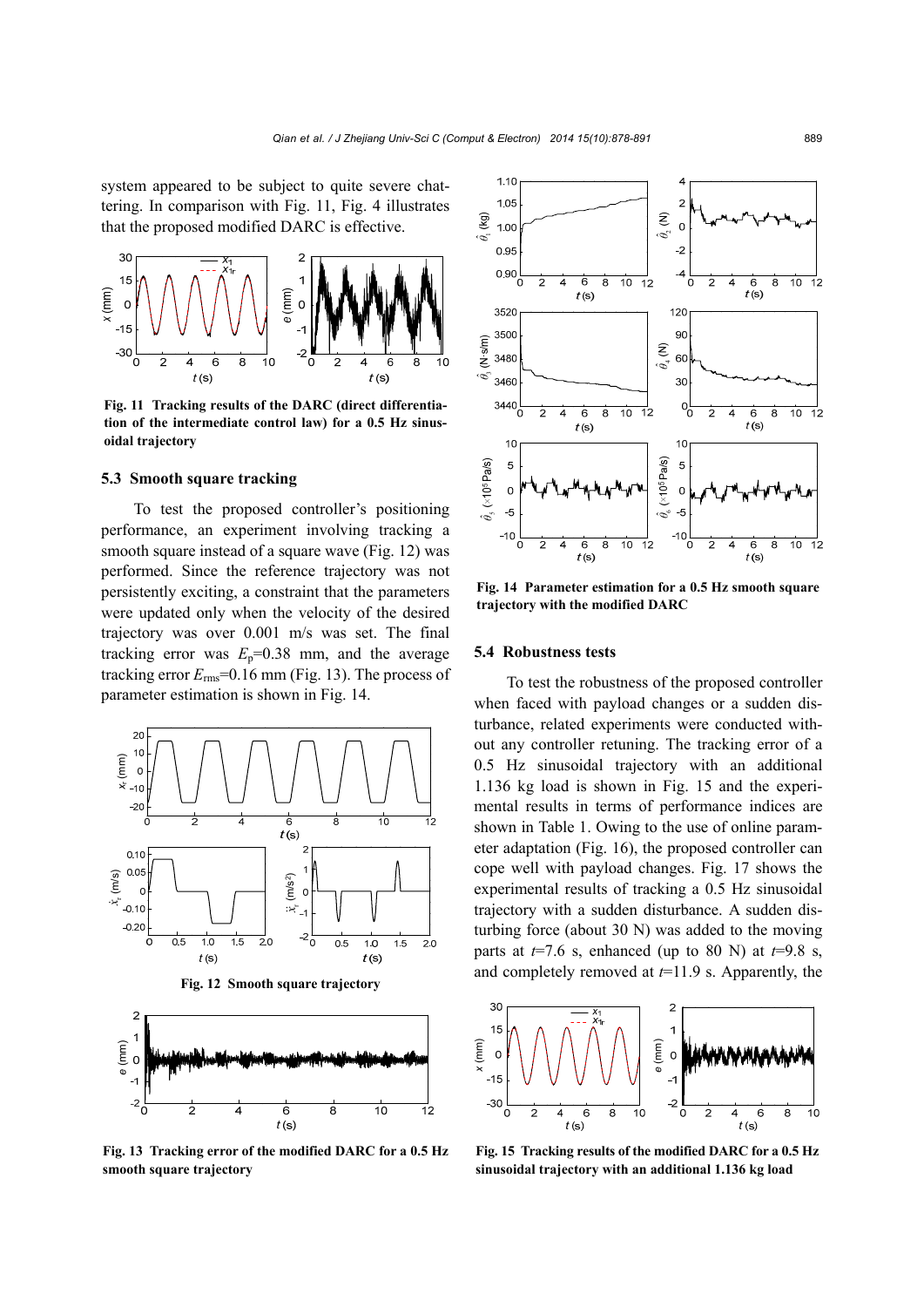system appeared to be subject to quite severe chattering. In comparison with Fig. 11, Fig. 4 illustrates that the proposed modified DARC is effective.

**Fig. 11 Tracking results of the DARC (direct differentiation of the intermediate control law) for a 0.5 Hz sinusoidal trajectory**

### 5.3 Smooth square tracking

To test the proposed controller's positioning performance, an experiment involving tracking a smooth square instead of a square wave (Fig. 12) was performed. Since the reference trajectory was not persistently exciting, a constraint that the parameters were updated only when the velocity of the desired trajectory was over 0.001 m/s was set. The final tracking error was $E_p$=0.38 mm, and the average tracking error $E_{rms}$=0.16 mm (Fig. 13). The process of parameter estimation is shown in Fig. 14.

**Fig. 12 Smooth square trajectory**

**Fig. 13 Tracking error of the modified DARC for a 0.5 Hz smooth square trajectory**

**Fig. 14 Parameter estimation for a 0.5 Hz smooth square trajectory with the modified DARC**

### 5.4 Robustness tests

To test the robustness of the proposed controller when faced with payload changes or a sudden disturbance, related experiments were conducted without any controller retuning. The tracking error of a 0.5 Hz sinusoidal trajectory with an additional 1.136 kg load is shown in Fig. 15 and the experimental results in terms of performance indices are shown in Table 1. Owing to the use of online parameter adaptation (Fig. 16), the proposed controller can cope well with payload changes. Fig. 17 shows the experimental results of tracking a 0.5 Hz sinusoidal trajectory with a sudden disturbance. A sudden disturbing force (about 30 N) was added to the moving parts at $t$=7.6 s, enhanced (up to 80 N) at $t$=9.8 s, and completely removed at $t$=11.9 s. Apparently, the

**Fig. 15 Tracking results of the modified DARC for a 0.5 Hz sinusoidal trajectory with an additional 1.136 kg load**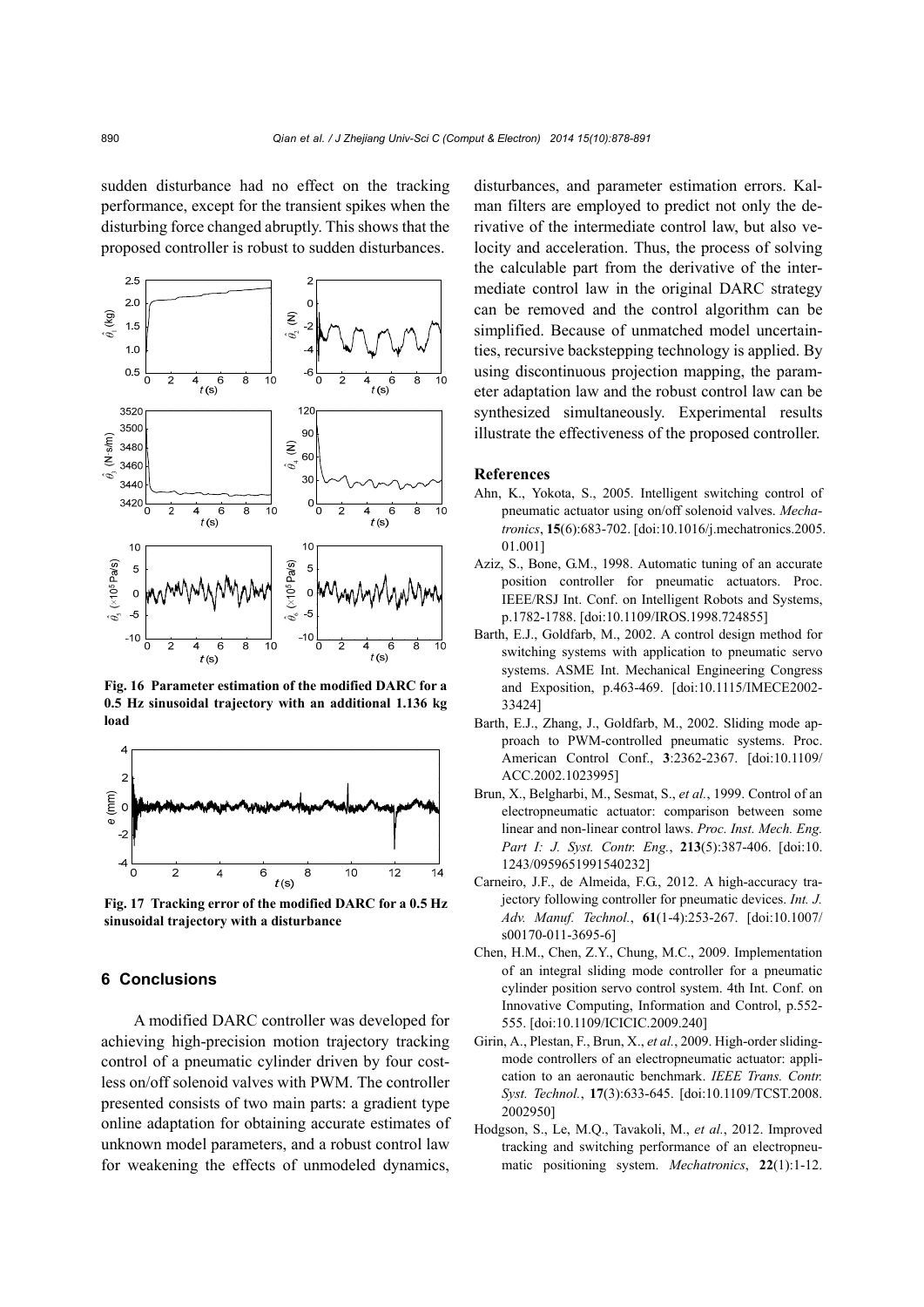sudden disturbance had no effect on the tracking performance, except for the transient spikes when the disturbing force changed abruptly. This shows that the proposed controller is robust to sudden disturbances.

**Fig. 16 Parameter estimation of the modified DARC for a 0.5 Hz sinusoidal trajectory with an additional 1.136 kg load**

**Fig. 17 Tracking error of the modified DARC for a 0.5 Hz sinusoidal trajectory with a disturbance**

## 6 Conclusions

A modified DARC controller was developed for achieving high-precision motion trajectory tracking control of a pneumatic cylinder driven by four costless on/off solenoid valves with PWM. The controller presented consists of two main parts: a gradient type online adaptation for obtaining accurate estimates of unknown model parameters, and a robust control law for weakening the effects of unmodeled dynamics, disturbances, and parameter estimation errors. Kalman filters are employed to predict not only the derivative of the intermediate control law, but also velocity and acceleration. Thus, the process of solving the calculable part from the derivative of the intermediate control law in the original DARC strategy can be removed and the control algorithm can be simplified. Because of unmatched model uncertainties, recursive backstepping technology is applied. By using discontinuous projection mapping, the parameter adaptation law and the robust control law can be synthesized simultaneously. Experimental results illustrate the effectiveness of the proposed controller.

## References

Ahn, K., Yokota, S., 2005. Intelligent switching control of pneumatic actuator using on/off solenoid valves. *Mechatronics*, **15**(6):683-702. [doi:10.1016/j.mechatronics.2005.01.001]

Aziz, S., Bone, G.M., 1998. Automatic tuning of an accurate position controller for pneumatic actuators. Proc. IEEE/RSJ Int. Conf. on Intelligent Robots and Systems, p.1782-1788. [doi:10.1109/IROS.1998.724855]

Barth, E.J., Goldfarb, M., 2002. A control design method for switching systems with application to pneumatic servo systems. ASME Int. Mechanical Engineering Congress and Exposition, p.463-469. [doi:10.1115/IMECE2002-33424]

Barth, E.J., Zhang, J., Goldfarb, M., 2002. Sliding mode approach to PWM-controlled pneumatic systems. Proc. American Control Conf., **3**:2362-2367. [doi:10.1109/ACC.2002.1023995]

Brun, X., Belgharbi, M., Sesmat, S., *et al.*, 1999. Control of an electropneumatic actuator: comparison between some linear and non-linear control laws. *Proc. Inst. Mech. Eng. Part I: J. Syst. Contr. Eng.*, **213**(5):387-406. [doi:10.1243/0959651991540232]

Carneiro, J.F., de Almeida, F.G., 2012. A high-accuracy trajectory following controller for pneumatic devices. *Int. J. Adv. Manuf. Technol.*, **61**(1-4):253-267. [doi:10.1007/s00170-011-3695-6]

Chen, H.M., Chen, Z.Y., Chung, M.C., 2009. Implementation of an integral sliding mode controller for a pneumatic cylinder position servo control system. 4th Int. Conf. on Innovative Computing, Information and Control, p.552-555. [doi:10.1109/ICICIC.2009.240]

Girin, A., Plestan, F., Brun, X., *et al.*, 2009. High-order sliding-mode controllers of an electropneumatic actuator: application to an aeronautic benchmark. *IEEE Trans. Contr. Syst. Technol.*, **17**(3):633-645. [doi:10.1109/TCST.2008.2002950]

Hodgson, S., Le, M.Q., Tavakoli, M., *et al.*, 2012. Improved tracking and switching performance of an electropneumatic positioning system. *Mechatronics*, **22**(1):1-12.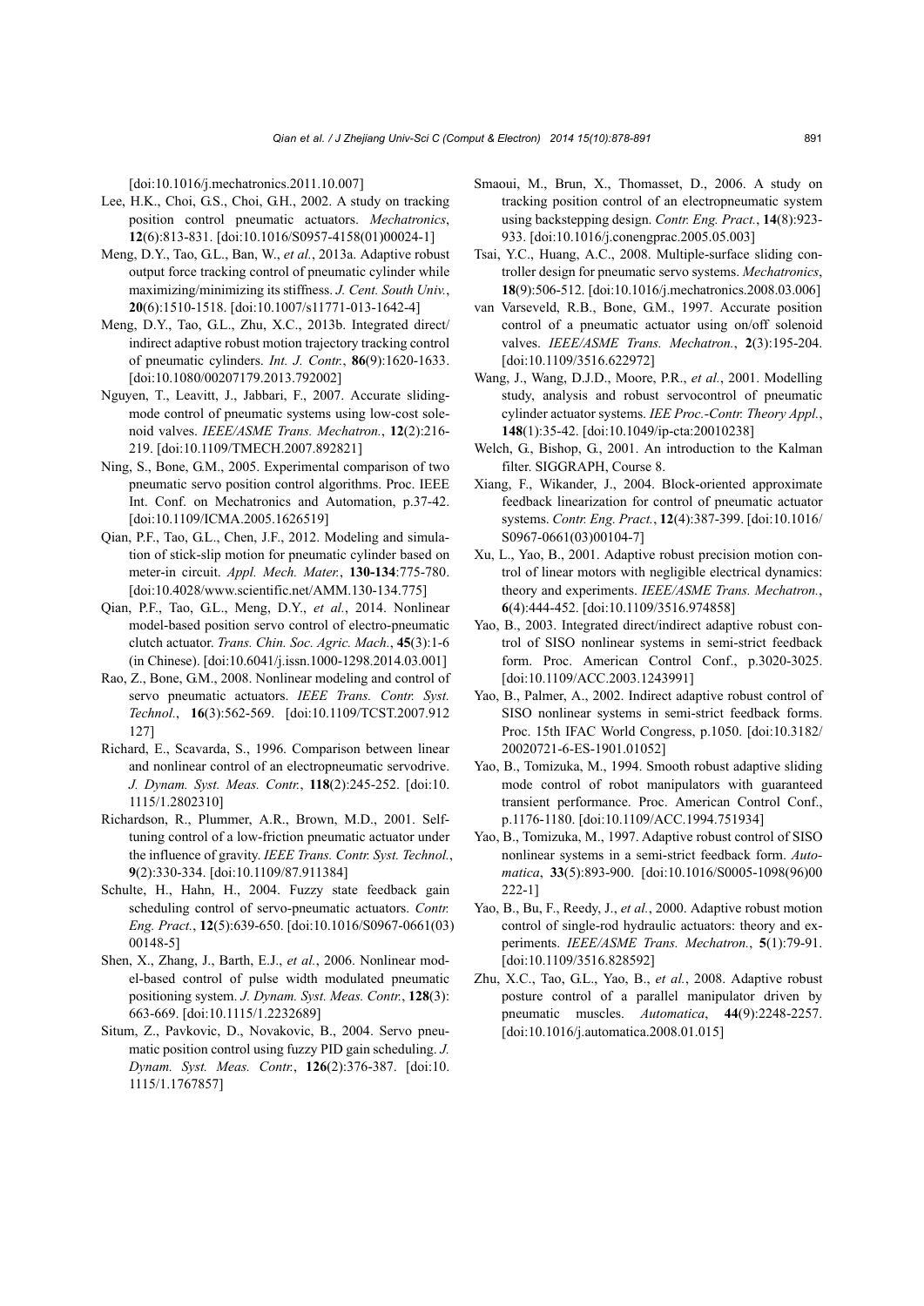[doi:10.1016/j.mechatronics.2011.10.007]

Lee, H.K., Choi, G.S., Choi, G.H., 2002. A study on tracking position control pneumatic actuators. *Mechatronics*, **12**(6):813-831. [doi:10.1016/S0957-4158(01)00024-1]

Meng, D.Y., Tao, G.L., Ban, W., *et al.*, 2013a. Adaptive robust output force tracking control of pneumatic cylinder while maximizing/minimizing its stiffness. *J. Cent. South Univ.*, **20**(6):1510-1518. [doi:10.1007/s11771-013-1642-4]

Meng, D.Y., Tao, G.L., Zhu, X.C., 2013b. Integrated direct/indirect adaptive robust motion trajectory tracking control of pneumatic cylinders. *Int. J. Contr.*, **86**(9):1620-1633. [doi:10.1080/00207179.2013.792002]

Nguyen, T., Leavitt, J., Jabbari, F., 2007. Accurate sliding-mode control of pneumatic systems using low-cost solenoid valves. *IEEE/ASME Trans. Mechatron.*, **12**(2):216-219. [doi:10.1109/TMECH.2007.892821]

Ning, S., Bone, G.M., 2005. Experimental comparison of two pneumatic servo position control algorithms. Proc. IEEE Int. Conf. on Mechatronics and Automation, p.37-42. [doi:10.1109/ICMA.2005.1626519]

Qian, P.F., Tao, G.L., Chen, J.F., 2012. Modeling and simulation of stick-slip motion for pneumatic cylinder based on meter-in circuit. *Appl. Mech. Mater.*, **130-134**:775-780. [doi:10.4028/www.scientific.net/AMM.130-134.775]

Qian, P.F., Tao, G.L., Meng, D.Y., *et al.*, 2014. Nonlinear model-based position servo control of electro-pneumatic clutch actuator. *Trans. Chin. Soc. Agric. Mach.*, **45**(3):1-6 (in Chinese). [doi:10.6041/j.issn.1000-1298.2014.03.001]

Rao, Z., Bone, G.M., 2008. Nonlinear modeling and control of servo pneumatic actuators. *IEEE Trans. Contr. Syst. Technol.*, **16**(3):562-569. [doi:10.1109/TCST.2007.912127]

Richard, E., Scavarda, S., 1996. Comparison between linear and nonlinear control of an electropneumatic servodrive. *J. Dynam. Syst. Meas. Contr.*, **118**(2):245-252. [doi:10.1115/1.2802310]

Richardson, R., Plummer, A.R., Brown, M.D., 2001. Self-tuning control of a low-friction pneumatic actuator under the influence of gravity. *IEEE Trans. Contr. Syst. Technol.*, **9**(2):330-334. [doi:10.1109/87.911384]

Schulte, H., Hahn, H., 2004. Fuzzy state feedback gain scheduling control of servo-pneumatic actuators. *Contr. Eng. Pract.*, **12**(5):639-650. [doi:10.1016/S0967-0661(03)00148-5]

Shen, X., Zhang, J., Barth, E.J., *et al.*, 2006. Nonlinear model-based control of pulse width modulated pneumatic positioning system. *J. Dynam. Syst. Meas. Contr.*, **128**(3):663-669. [doi:10.1115/1.2232689]

Situm, Z., Pavkovic, D., Novakovic, B., 2004. Servo pneumatic position control using fuzzy PID gain scheduling. *J. Dynam. Syst. Meas. Contr.*, **126**(2):376-387. [doi:10.1115/1.1767857]

Smaoui, M., Brun, X., Thomasset, D., 2006. A study on tracking position control of an electropneumatic system using backstepping design. *Contr. Eng. Pract.*, **14**(8):923-933. [doi:10.1016/j.conengprac.2005.05.003]

Tsai, Y.C., Huang, A.C., 2008. Multiple-surface sliding controller design for pneumatic servo systems. *Mechatronics*, **18**(9):506-512. [doi:10.1016/j.mechatronics.2008.03.006]

van Varseveld, R.B., Bone, G.M., 1997. Accurate position control of a pneumatic actuator using on/off solenoid valves. *IEEE/ASME Trans. Mechatron.*, **2**(3):195-204. [doi:10.1109/3516.622972]

Wang, J., Wang, D.J.D., Moore, P.R., *et al.*, 2001. Modelling study, analysis and robust servocontrol of pneumatic cylinder actuator systems. *IEE Proc.-Contr. Theory Appl.*, **148**(1):35-42. [doi:10.1049/ip-cta:20010238]

Welch, G., Bishop, G., 2001. An introduction to the Kalman filter. SIGGRAPH, Course 8.

Xiang, F., Wikander, J., 2004. Block-oriented approximate feedback linearization for control of pneumatic actuator systems. *Contr. Eng. Pract.*, **12**(4):387-399. [doi:10.1016/S0967-0661(03)00104-7]

Xu, L., Yao, B., 2001. Adaptive robust precision motion control of linear motors with negligible electrical dynamics: theory and experiments. *IEEE/ASME Trans. Mechatron.*, **6**(4):444-452. [doi:10.1109/3516.974858]

Yao, B., 2003. Integrated direct/indirect adaptive robust control of SISO nonlinear systems in semi-strict feedback form. Proc. American Control Conf., p.3020-3025. [doi:10.1109/ACC.2003.1243991]

Yao, B., Palmer, A., 2002. Indirect adaptive robust control of SISO nonlinear systems in semi-strict feedback forms. Proc. 15th IFAC World Congress, p.1050. [doi:10.3182/20020721-6-ES-1901.01052]

Yao, B., Tomizuka, M., 1994. Smooth robust adaptive sliding mode control of robot manipulators with guaranteed transient performance. Proc. American Control Conf., p.1176-1180. [doi:10.1109/ACC.1994.751934]

Yao, B., Tomizuka, M., 1997. Adaptive robust control of SISO nonlinear systems in a semi-strict feedback form. *Automatica*, **33**(5):893-900. [doi:10.1016/S0005-1098(96)00222-1]

Yao, B., Bu, F., Reedy, J., *et al.*, 2000. Adaptive robust motion control of single-rod hydraulic actuators: theory and experiments. *IEEE/ASME Trans. Mechatron.*, **5**(1):79-91. [doi:10.1109/3516.828592]

Zhu, X.C., Tao, G.L., Yao, B., *et al.*, 2008. Adaptive robust posture control of a parallel manipulator driven by pneumatic muscles. *Automatica*, **44**(9):2248-2257. [doi:10.1016/j.automatica.2008.01.015]